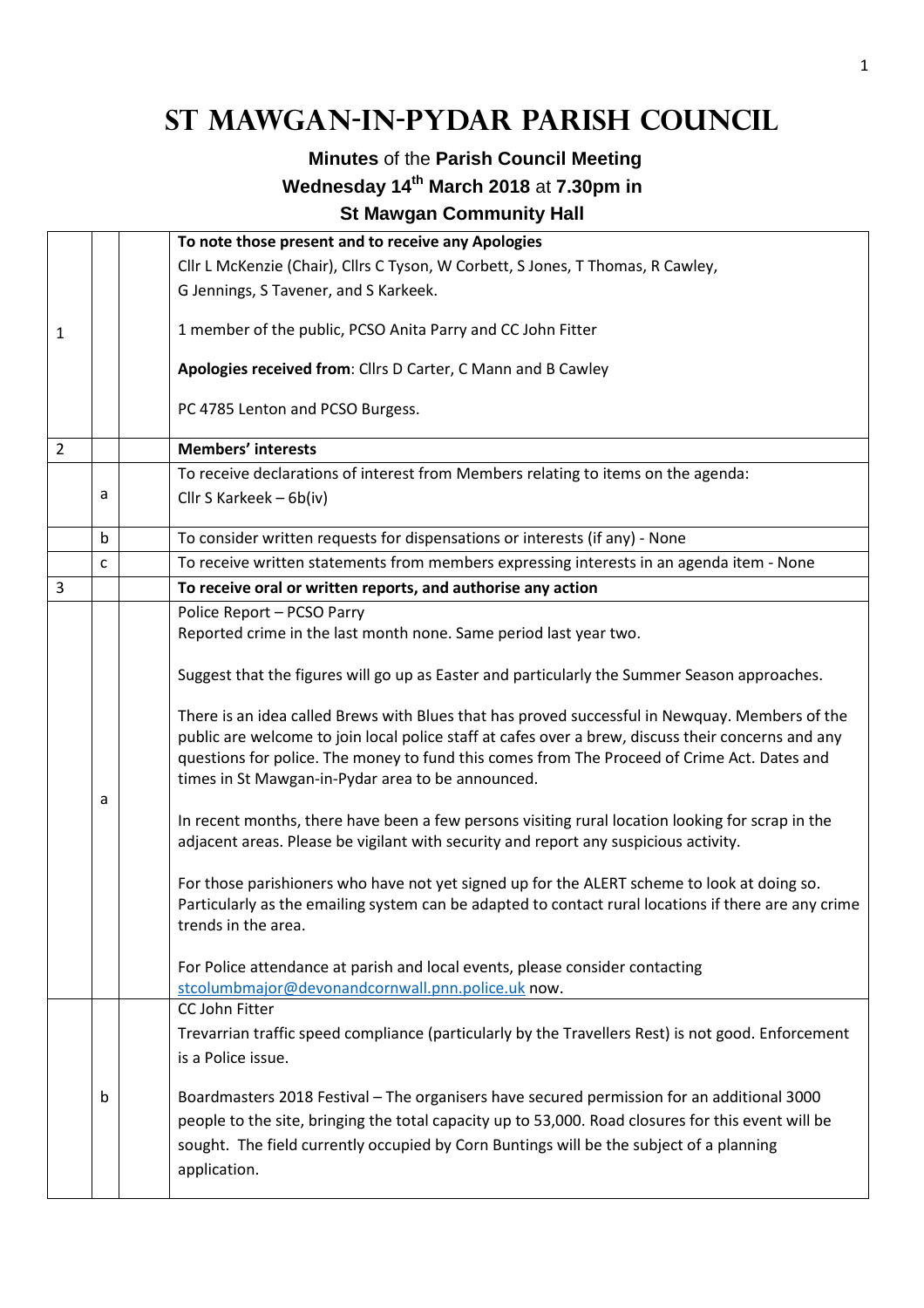# St Mawgan-in-Pydar Parish Council

**Minutes** of the **Parish Council Meeting**

**Wednesday 14th March 2018** at **7.30pm in**

**St Mawgan Community Hall**

| | | | |
|---|---|---|---|
| 1 | | | **To note those present and to receive any Apologies**<br>Cllr L McKenzie (Chair), Cllrs C Tyson, W Corbett, S Jones, T Thomas, R Cawley, G Jennings, S Tavener, and S Karkeek.<br><br>1 member of the public, PCSO Anita Parry and CC John Fitter<br><br>**Apologies received from**: Cllrs D Carter, C Mann and B Cawley<br><br>PC 4785 Lenton and PCSO Burgess. |
| 2 | | | **Members' interests** |
| | a | | To receive declarations of interest from Members relating to items on the agenda:<br>Cllr S Karkeek – 6b(iv) |
| | b | | To consider written requests for dispensations or interests (if any) - None |
| | c | | To receive written statements from members expressing interests in an agenda item - None |
| 3 | | | **To receive oral or written reports, and authorise any action** |
| | a | | Police Report – PCSO Parry<br>Reported crime in the last month none. Same period last year two.<br><br>Suggest that the figures will go up as Easter and particularly the Summer Season approaches.<br><br>There is an idea called Brews with Blues that has proved successful in Newquay. Members of the public are welcome to join local police staff at cafes over a brew, discuss their concerns and any questions for police. The money to fund this comes from The Proceed of Crime Act. Dates and times in St Mawgan-in-Pydar area to be announced.<br><br>In recent months, there have been a few persons visiting rural location looking for scrap in the adjacent areas. Please be vigilant with security and report any suspicious activity.<br><br>For those parishioners who have not yet signed up for the ALERT scheme to look at doing so. Particularly as the emailing system can be adapted to contact rural locations if there are any crime trends in the area.<br><br>For Police attendance at parish and local events, please consider contacting stcolumbmajor@devonandcornwall.pnn.police.uk now. |
| | b | | CC John Fitter<br>Trevarrian traffic speed compliance (particularly by the Travellers Rest) is not good. Enforcement is a Police issue.<br><br>Boardmasters 2018 Festival – The organisers have secured permission for an additional 3000 people to the site, bringing the total capacity up to 53,000. Road closures for this event will be sought. The field currently occupied by Corn Buntings will be the subject of a planning application. |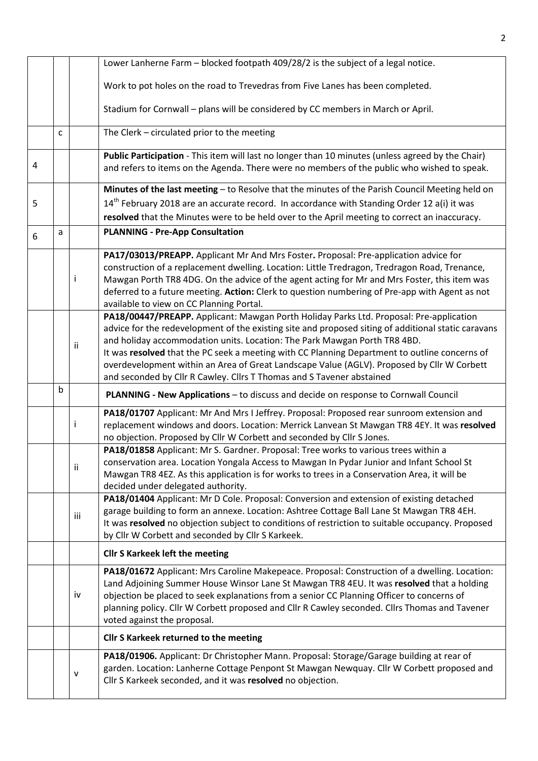| | | | |
|---|---|---|---|
| | | | Lower Lanherne Farm – blocked footpath 409/28/2 is the subject of a legal notice.<br><br>Work to pot holes on the road to Trevedras from Five Lanes has been completed.<br><br>Stadium for Cornwall – plans will be considered by CC members in March or April. |
| | c | | The Clerk – circulated prior to the meeting |
| 4 | | | **Public Participation** - This item will last no longer than 10 minutes (unless agreed by the Chair) and refers to items on the Agenda. There were no members of the public who wished to speak. |
| 5 | | | **Minutes of the last meeting** – to Resolve that the minutes of the Parish Council Meeting held on 14th February 2018 are an accurate record. In accordance with Standing Order 12 a(i) it was **resolved** that the Minutes were to be held over to the April meeting to correct an inaccuracy. |
| 6 | a | | **PLANNING - Pre-App Consultation** |
| | | i | **PA17/03013/PREAPP.** Applicant Mr And Mrs Foster**.** Proposal: Pre-application advice for construction of a replacement dwelling. Location: Little Tredragon, Tredragon Road, Trenance, Mawgan Porth TR8 4DG. On the advice of the agent acting for Mr and Mrs Foster, this item was deferred to a future meeting. **Action:** Clerk to question numbering of Pre-app with Agent as not available to view on CC Planning Portal. |
| | | ii | **PA18/00447/PREAPP.** Applicant: Mawgan Porth Holiday Parks Ltd. Proposal: Pre-application advice for the redevelopment of the existing site and proposed siting of additional static caravans and holiday accommodation units. Location: The Park Mawgan Porth TR8 4BD.<br>It was **resolved** that the PC seek a meeting with CC Planning Department to outline concerns of overdevelopment within an Area of Great Landscape Value (AGLV). Proposed by Cllr W Corbett and seconded by Cllr R Cawley. Cllrs T Thomas and S Tavener abstained |
| | b | | **PLANNING - New Applications** – to discuss and decide on response to Cornwall Council |
| | | i | **PA18/01707** Applicant: Mr And Mrs I Jeffrey. Proposal: Proposed rear sunroom extension and replacement windows and doors. Location: Merrick Lanvean St Mawgan TR8 4EY. It was **resolved** no objection. Proposed by Cllr W Corbett and seconded by Cllr S Jones. |
| | | ii | **PA18/01858** Applicant: Mr S. Gardner. Proposal: Tree works to various trees within a conservation area. Location Yongala Access to Mawgan In Pydar Junior and Infant School St Mawgan TR8 4EZ. As this application is for works to trees in a Conservation Area, it will be decided under delegated authority. |
| | | iii | **PA18/01404** Applicant: Mr D Cole. Proposal: Conversion and extension of existing detached garage building to form an annexe. Location: Ashtree Cottage Ball Lane St Mawgan TR8 4EH.<br>It was **resolved** no objection subject to conditions of restriction to suitable occupancy. Proposed by Cllr W Corbett and seconded by Cllr S Karkeek. |
| | | | **Cllr S Karkeek left the meeting** |
| | | iv | **PA18/01672** Applicant: Mrs Caroline Makepeace. Proposal: Construction of a dwelling. Location: Land Adjoining Summer House Winsor Lane St Mawgan TR8 4EU. It was **resolved** that a holding objection be placed to seek explanations from a senior CC Planning Officer to concerns of planning policy. Cllr W Corbett proposed and Cllr R Cawley seconded. Cllrs Thomas and Tavener voted against the proposal. |
| | | | **Cllr S Karkeek returned to the meeting** |
| | | v | **PA18/01906.** Applicant: Dr Christopher Mann. Proposal: Storage/Garage building at rear of garden. Location: Lanherne Cottage Penpont St Mawgan Newquay. Cllr W Corbett proposed and Cllr S Karkeek seconded, and it was **resolved** no objection. |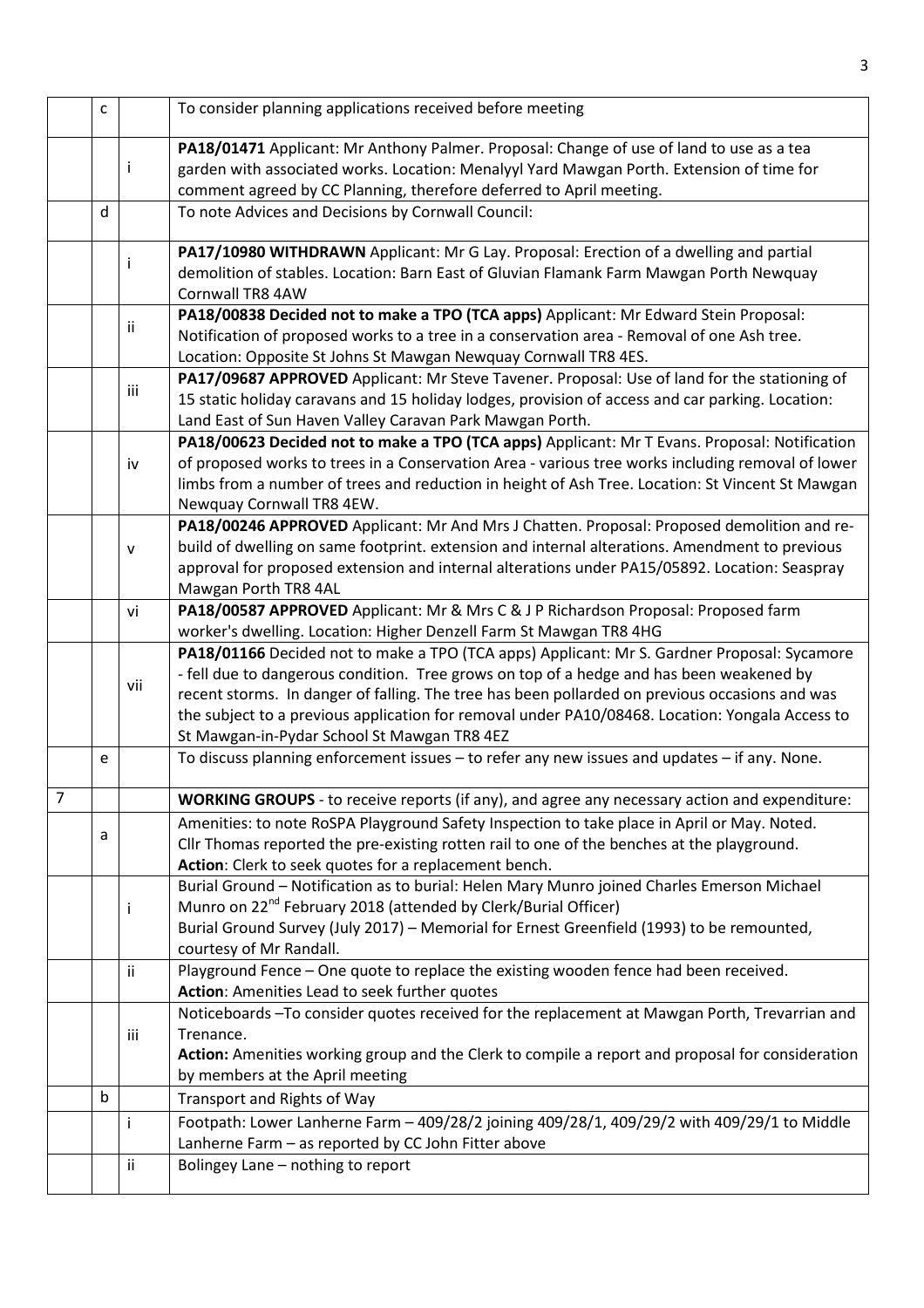|   |   |   |   |
|---|---|---|---|
|   | c |   | To consider planning applications received before meeting |
|   |   | i | **PA18/01471** Applicant: Mr Anthony Palmer. Proposal: Change of use of land to use as a tea garden with associated works. Location: Menalyyl Yard Mawgan Porth. Extension of time for comment agreed by CC Planning, therefore deferred to April meeting. |
|   | d |   | To note Advices and Decisions by Cornwall Council: |
|   |   | i | **PA17/10980 WITHDRAWN** Applicant: Mr G Lay. Proposal: Erection of a dwelling and partial demolition of stables. Location: Barn East of Gluvian Flamank Farm Mawgan Porth Newquay Cornwall TR8 4AW |
|   |   | ii | **PA18/00838 Decided not to make a TPO (TCA apps)** Applicant: Mr Edward Stein Proposal: Notification of proposed works to a tree in a conservation area - Removal of one Ash tree. Location: Opposite St Johns St Mawgan Newquay Cornwall TR8 4ES. |
|   |   | iii | **PA17/09687 APPROVED** Applicant: Mr Steve Tavener. Proposal: Use of land for the stationing of 15 static holiday caravans and 15 holiday lodges, provision of access and car parking. Location: Land East of Sun Haven Valley Caravan Park Mawgan Porth. |
|   |   | iv | **PA18/00623 Decided not to make a TPO (TCA apps)** Applicant: Mr T Evans. Proposal: Notification of proposed works to trees in a Conservation Area - various tree works including removal of lower limbs from a number of trees and reduction in height of Ash Tree. Location: St Vincent St Mawgan Newquay Cornwall TR8 4EW. |
|   |   | v | **PA18/00246 APPROVED** Applicant: Mr And Mrs J Chatten. Proposal: Proposed demolition and re-build of dwelling on same footprint. extension and internal alterations. Amendment to previous approval for proposed extension and internal alterations under PA15/05892. Location: Seaspray Mawgan Porth TR8 4AL |
|   |   | vi | **PA18/00587 APPROVED** Applicant: Mr & Mrs C & J P Richardson Proposal: Proposed farm worker's dwelling. Location: Higher Denzell Farm St Mawgan TR8 4HG |
|   |   | vii | **PA18/01166** Decided not to make a TPO (TCA apps) Applicant: Mr S. Gardner Proposal: Sycamore - fell due to dangerous condition. Tree grows on top of a hedge and has been weakened by recent storms. In danger of falling. The tree has been pollarded on previous occasions and was the subject to a previous application for removal under PA10/08468. Location: Yongala Access to St Mawgan-in-Pydar School St Mawgan TR8 4EZ |
|   | e |   | To discuss planning enforcement issues – to refer any new issues and updates – if any. None. |
| 7 |   |   | **WORKING GROUPS** - to receive reports (if any), and agree any necessary action and expenditure: |
|   | a |   | Amenities: to note RoSPA Playground Safety Inspection to take place in April or May. Noted.<br>Cllr Thomas reported the pre-existing rotten rail to one of the benches at the playground.<br>**Action**: Clerk to seek quotes for a replacement bench. |
|   |   | i | Burial Ground – Notification as to burial: Helen Mary Munro joined Charles Emerson Michael Munro on 22nd February 2018 (attended by Clerk/Burial Officer)<br>Burial Ground Survey (July 2017) – Memorial for Ernest Greenfield (1993) to be remounted, courtesy of Mr Randall. |
|   |   | ii | Playground Fence – One quote to replace the existing wooden fence had been received.<br>**Action**: Amenities Lead to seek further quotes |
|   |   | iii | Noticeboards –To consider quotes received for the replacement at Mawgan Porth, Trevarrian and Trenance.<br>**Action:** Amenities working group and the Clerk to compile a report and proposal for consideration by members at the April meeting |
|   | b |   | Transport and Rights of Way |
|   |   | i | Footpath: Lower Lanherne Farm – 409/28/2 joining 409/28/1, 409/29/2 with 409/29/1 to Middle Lanherne Farm – as reported by CC John Fitter above |
|   |   | ii | Bolingey Lane – nothing to report |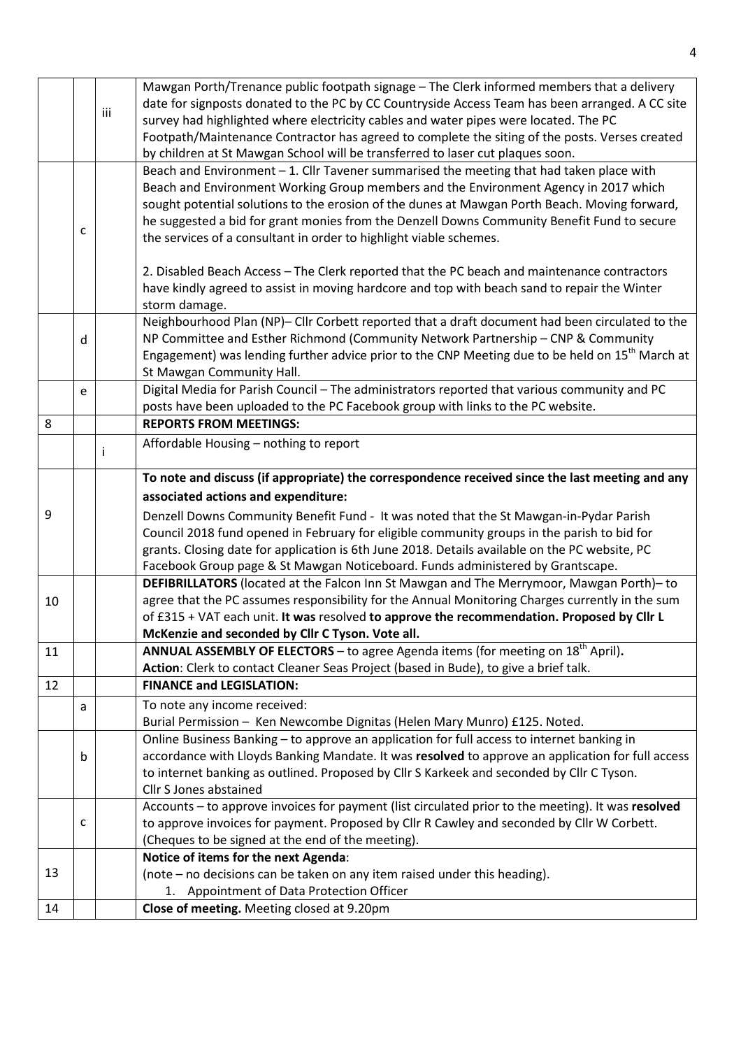| | | | |
|---|---|---|---|
| | | iii | Mawgan Porth/Trenance public footpath signage – The Clerk informed members that a delivery date for signposts donated to the PC by CC Countryside Access Team has been arranged. A CC site survey had highlighted where electricity cables and water pipes were located. The PC Footpath/Maintenance Contractor has agreed to complete the siting of the posts. Verses created by children at St Mawgan School will be transferred to laser cut plaques soon. |
| | c | | Beach and Environment – 1. Cllr Tavener summarised the meeting that had taken place with Beach and Environment Working Group members and the Environment Agency in 2017 which sought potential solutions to the erosion of the dunes at Mawgan Porth Beach. Moving forward, he suggested a bid for grant monies from the Denzell Downs Community Benefit Fund to secure the services of a consultant in order to highlight viable schemes.<br><br>2. Disabled Beach Access – The Clerk reported that the PC beach and maintenance contractors have kindly agreed to assist in moving hardcore and top with beach sand to repair the Winter storm damage. |
| | d | | Neighbourhood Plan (NP)– Cllr Corbett reported that a draft document had been circulated to the NP Committee and Esther Richmond (Community Network Partnership – CNP & Community Engagement) was lending further advice prior to the CNP Meeting due to be held on 15th March at St Mawgan Community Hall. |
| | e | | Digital Media for Parish Council – The administrators reported that various community and PC posts have been uploaded to the PC Facebook group with links to the PC website. |
| 8 | | | **REPORTS FROM MEETINGS:** |
| | | i | Affordable Housing – nothing to report |
| 9 | | | **To note and discuss (if appropriate) the correspondence received since the last meeting and any associated actions and expenditure:**<br><br>Denzell Downs Community Benefit Fund - It was noted that the St Mawgan-in-Pydar Parish Council 2018 fund opened in February for eligible community groups in the parish to bid for grants. Closing date for application is 6th June 2018. Details available on the PC website, PC Facebook Group page & St Mawgan Noticeboard. Funds administered by Grantscape. |
| 10 | | | **DEFIBRILLATORS** (located at the Falcon Inn St Mawgan and The Merrymoor, Mawgan Porth)– to agree that the PC assumes responsibility for the Annual Monitoring Charges currently in the sum of £315 + VAT each unit. **It was** resolved **to approve the recommendation. Proposed by Cllr L McKenzie and seconded by Cllr C Tyson. Vote all.** |
| 11 | | | **ANNUAL ASSEMBLY OF ELECTORS** – to agree Agenda items (for meeting on 18th April).<br>**Action**: Clerk to contact Cleaner Seas Project (based in Bude), to give a brief talk. |
| 12 | | | **FINANCE and LEGISLATION:** |
| | a | | To note any income received:<br>Burial Permission – Ken Newcombe Dignitas (Helen Mary Munro) £125. Noted. |
| | b | | Online Business Banking – to approve an application for full access to internet banking in accordance with Lloyds Banking Mandate. It was **resolved** to approve an application for full access to internet banking as outlined. Proposed by Cllr S Karkeek and seconded by Cllr C Tyson. Cllr S Jones abstained |
| | c | | Accounts – to approve invoices for payment (list circulated prior to the meeting). It was **resolved** to approve invoices for payment. Proposed by Cllr R Cawley and seconded by Cllr W Corbett. (Cheques to be signed at the end of the meeting). |
| 13 | | | **Notice of items for the next Agenda**:<br>(note – no decisions can be taken on any item raised under this heading).<br>1. Appointment of Data Protection Officer |
| 14 | | | **Close of meeting.** Meeting closed at 9.20pm |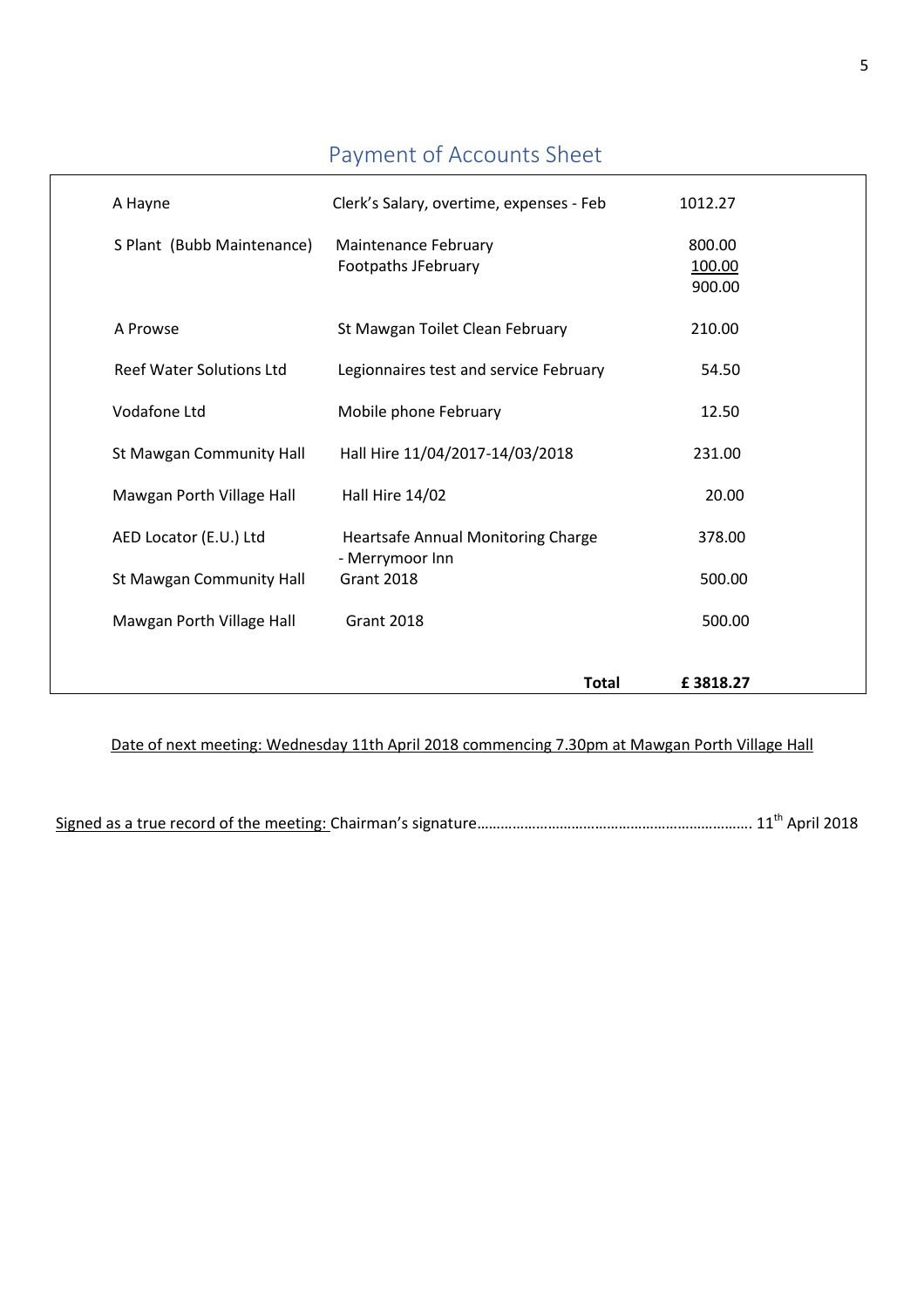## Payment of Accounts Sheet

| | | |
|---|---|---|
| A Hayne | Clerk's Salary, overtime, expenses - Feb | 1012.27 |
| S Plant (Bubb Maintenance) | Maintenance February<br>Footpaths JFebruary | 800.00<br>100.00<br>900.00 |
| A Prowse | St Mawgan Toilet Clean February | 210.00 |
| Reef Water Solutions Ltd | Legionnaires test and service February | 54.50 |
| Vodafone Ltd | Mobile phone February | 12.50 |
| St Mawgan Community Hall | Hall Hire 11/04/2017-14/03/2018 | 231.00 |
| Mawgan Porth Village Hall | Hall Hire 14/02 | 20.00 |
| AED Locator (E.U.) Ltd | Heartsafe Annual Monitoring Charge - Merrymoor Inn | 378.00 |
| St Mawgan Community Hall | Grant 2018 | 500.00 |
| Mawgan Porth Village Hall | Grant 2018 | 500.00 |
| | **Total** | **£ 3818.27** |

Date of next meeting: Wednesday 11th April 2018 commencing 7.30pm at Mawgan Porth Village Hall

Signed as a true record of the meeting: Chairman's signature……………………………………………………………. 11th April 2018